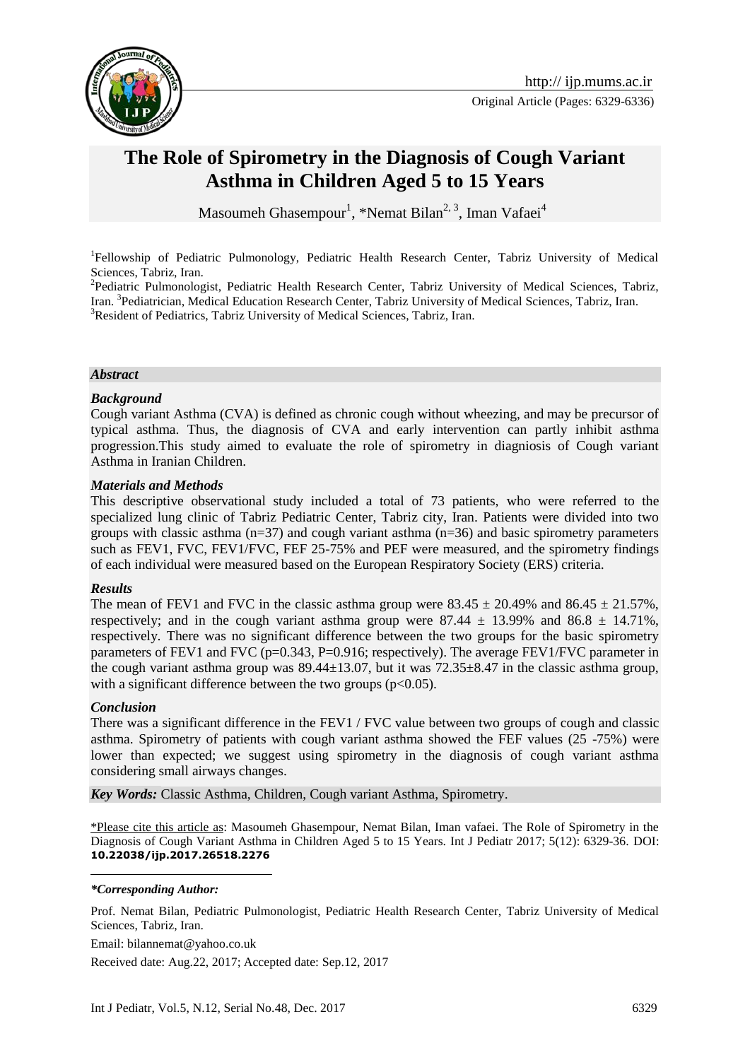Original Article (Pages: 6329-6336)

# The Role of Spirometry in the Diagnosis of Cough Variant Asthma in Children Aged 5 to 15 Years

Masoumeh Ghasempour[1], *Nemat Bilan[2, 3], Iman Vafaei[4]

[1]Fellowship of Pediatric Pulmonology, Pediatric Health Research Center, Tabriz University of Medical Sciences, Tabriz, Iran.
[2]Pediatric Pulmonologist, Pediatric Health Research Center, Tabriz University of Medical Sciences, Tabriz, Iran. [3]Pediatrician, Medical Education Research Center, Tabriz University of Medical Sciences, Tabriz, Iran.
[3]Resident of Pediatrics, Tabriz University of Medical Sciences, Tabriz, Iran.

## *Abstract*

### *Background*

Cough variant Asthma (CVA) is defined as chronic cough without wheezing, and may be precursor of typical asthma. Thus, the diagnosis of CVA and early intervention can partly inhibit asthma progression.This study aimed to evaluate the role of spirometry in diagniosis of Cough variant Asthma in Iranian Children.

### *Materials and Methods*

This descriptive observational study included a total of 73 patients, who were referred to the specialized lung clinic of Tabriz Pediatric Center, Tabriz city, Iran. Patients were divided into two groups with classic asthma (n=37) and cough variant asthma (n=36) and basic spirometry parameters such as FEV1, FVC, FEV1/FVC, FEF 25-75% and PEF were measured, and the spirometry findings of each individual were measured based on the European Respiratory Society (ERS) criteria.

### *Results*

The mean of FEV1 and FVC in the classic asthma group were $83.45 \pm 20.49\%$ and $86.45 \pm 21.57\%$, respectively; and in the cough variant asthma group were $87.44 \pm 13.99\%$ and $86.8 \pm 14.71\%$, respectively. There was no significant difference between the two groups for the basic spirometry parameters of FEV1 and FVC (p=0.343, P=0.916; respectively). The average FEV1/FVC parameter in the cough variant asthma group was $89.44 \pm 13.07$, but it was $72.35 \pm 8.47$ in the classic asthma group, with a significant difference between the two groups ($p<0.05$).

### *Conclusion*

There was a significant difference in the FEV1 / FVC value between two groups of cough and classic asthma. Spirometry of patients with cough variant asthma showed the FEF values (25 -75%) were lower than expected; we suggest using spirometry in the diagnosis of cough variant asthma considering small airways changes.

***Key Words:*** Classic Asthma, Children, Cough variant Asthma, Spirometry.

\*Please cite this article as: Masoumeh Ghasempour, Nemat Bilan, Iman vafaei. The Role of Spirometry in the Diagnosis of Cough Variant Asthma in Children Aged 5 to 15 Years. Int J Pediatr 2017; 5(12): 6329-36. DOI: **10.22038/ijp.2017.26518.2276**

***\*Corresponding Author:***

Prof. Nemat Bilan, Pediatric Pulmonologist, Pediatric Health Research Center, Tabriz University of Medical Sciences, Tabriz, Iran.

Email: bilannemat@yahoo.co.uk

Received date: Aug.22, 2017; Accepted date: Sep.12, 2017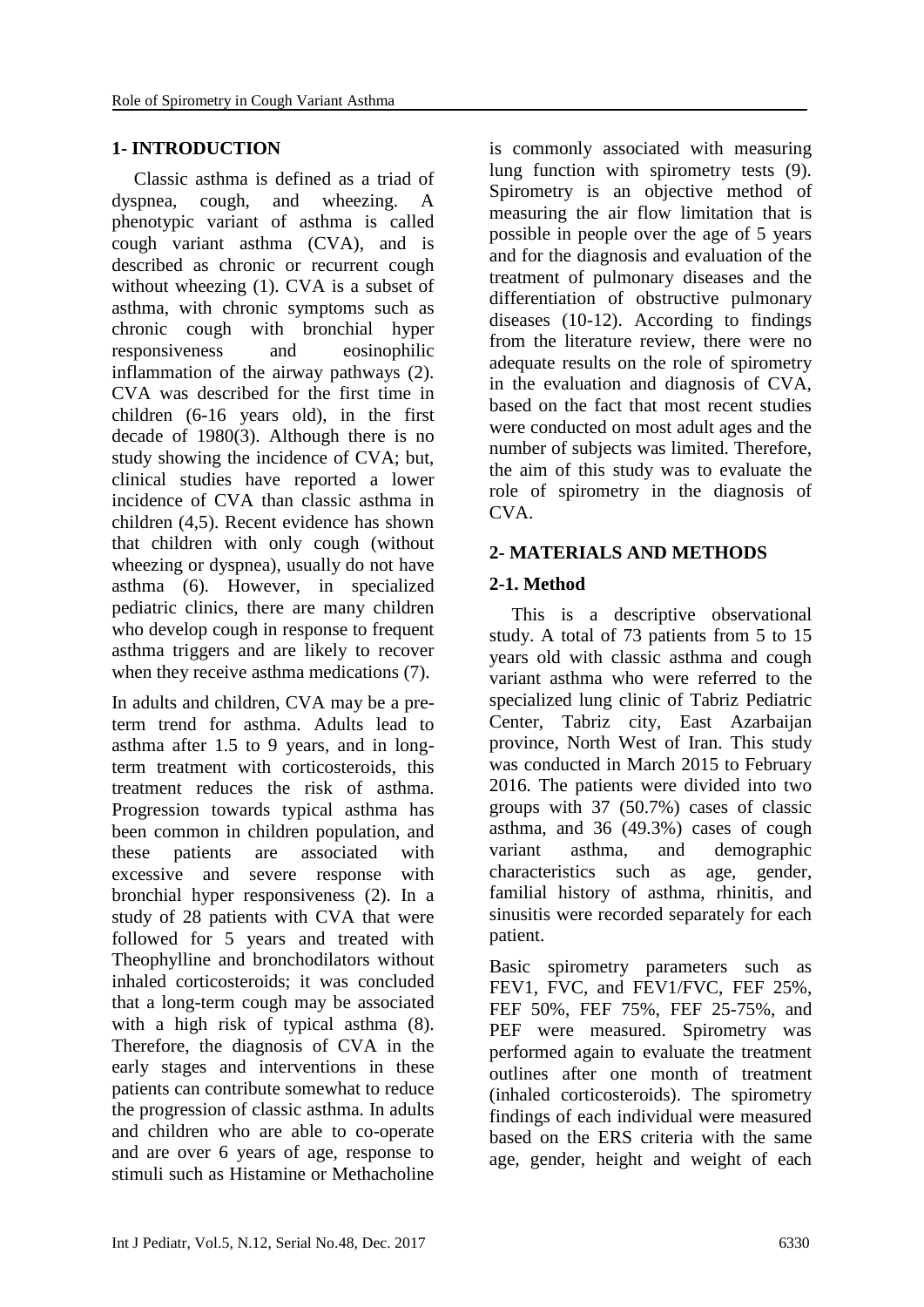## 1- INTRODUCTION

Classic asthma is defined as a triad of dyspnea, cough, and wheezing. A phenotypic variant of asthma is called cough variant asthma (CVA), and is described as chronic or recurrent cough without wheezing (1). CVA is a subset of asthma, with chronic symptoms such as chronic cough with bronchial hyper responsiveness and eosinophilic inflammation of the airway pathways (2). CVA was described for the first time in children (6-16 years old), in the first decade of 1980(3). Although there is no study showing the incidence of CVA; but, clinical studies have reported a lower incidence of CVA than classic asthma in children (4,5). Recent evidence has shown that children with only cough (without wheezing or dyspnea), usually do not have asthma (6). However, in specialized pediatric clinics, there are many children who develop cough in response to frequent asthma triggers and are likely to recover when they receive asthma medications (7).

In adults and children, CVA may be a pre-term trend for asthma. Adults lead to asthma after 1.5 to 9 years, and in long-term treatment with corticosteroids, this treatment reduces the risk of asthma. Progression towards typical asthma has been common in children population, and these patients are associated with excessive and severe response with bronchial hyper responsiveness (2). In a study of 28 patients with CVA that were followed for 5 years and treated with Theophylline and bronchodilators without inhaled corticosteroids; it was concluded that a long-term cough may be associated with a high risk of typical asthma (8). Therefore, the diagnosis of CVA in the early stages and interventions in these patients can contribute somewhat to reduce the progression of classic asthma. In adults and children who are able to co-operate and are over 6 years of age, response to stimuli such as Histamine or Methacholine is commonly associated with measuring lung function with spirometry tests (9). Spirometry is an objective method of measuring the air flow limitation that is possible in people over the age of 5 years and for the diagnosis and evaluation of the treatment of pulmonary diseases and the differentiation of obstructive pulmonary diseases (10-12). According to findings from the literature review, there were no adequate results on the role of spirometry in the evaluation and diagnosis of CVA, based on the fact that most recent studies were conducted on most adult ages and the number of subjects was limited. Therefore, the aim of this study was to evaluate the role of spirometry in the diagnosis of CVA.

## 2- MATERIALS AND METHODS

### 2-1. Method

This is a descriptive observational study. A total of 73 patients from 5 to 15 years old with classic asthma and cough variant asthma who were referred to the specialized lung clinic of Tabriz Pediatric Center, Tabriz city, East Azarbaijan province, North West of Iran. This study was conducted in March 2015 to February 2016. The patients were divided into two groups with 37 (50.7%) cases of classic asthma, and 36 (49.3%) cases of cough variant asthma, and demographic characteristics such as age, gender, familial history of asthma, rhinitis, and sinusitis were recorded separately for each patient.

Basic spirometry parameters such as FEV1, FVC, and FEV1/FVC, FEF 25%, FEF 50%, FEF 75%, FEF 25-75%, and PEF were measured. Spirometry was performed again to evaluate the treatment outlines after one month of treatment (inhaled corticosteroids). The spirometry findings of each individual were measured based on the ERS criteria with the same age, gender, height and weight of each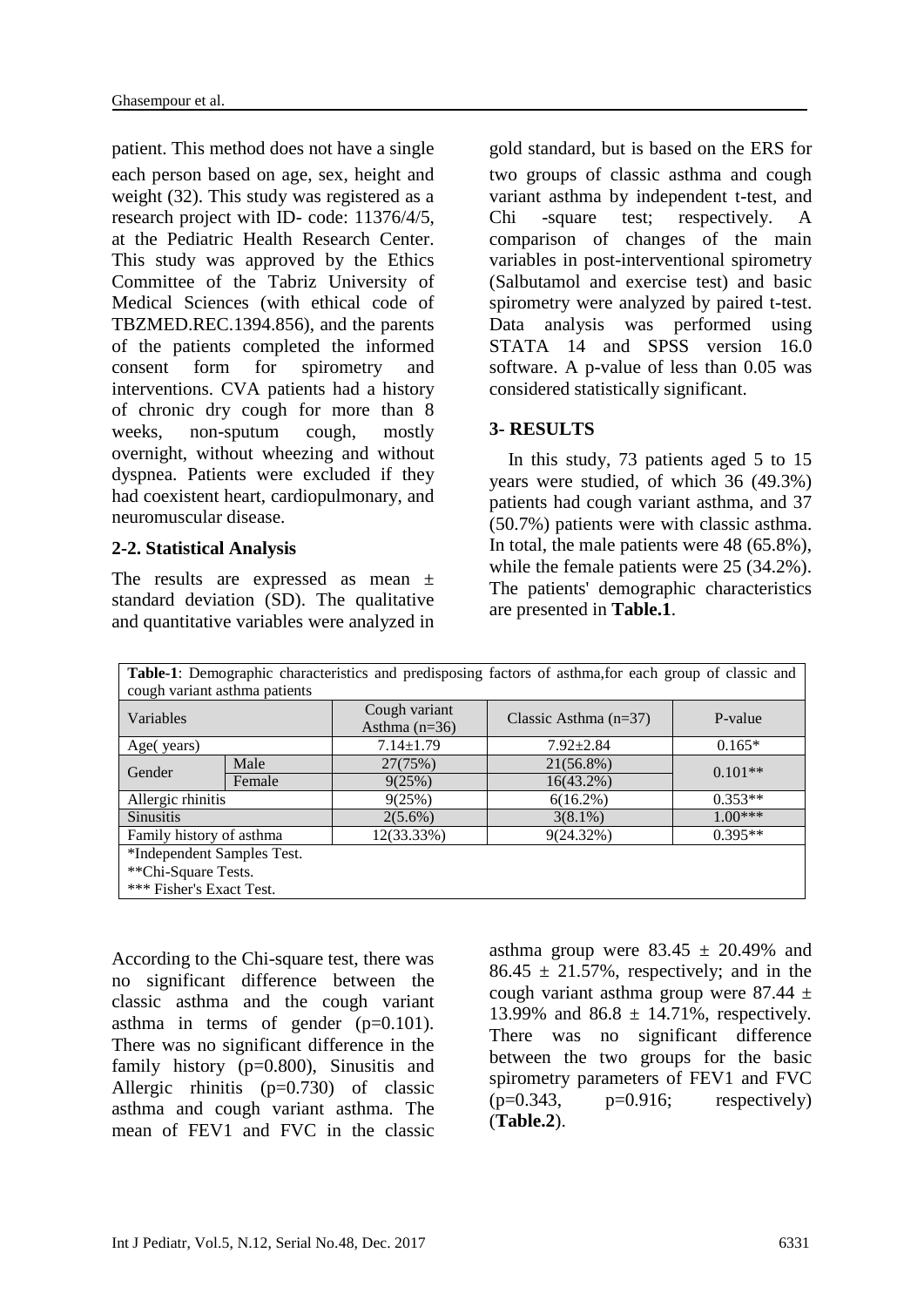patient. This method does not have a single gold standard, but is based on the ERS for each person based on age, sex, height and weight (32). This study was registered as a research project with ID- code: 11376/4/5, at the Pediatric Health Research Center. This study was approved by the Ethics Committee of the Tabriz University of Medical Sciences (with ethical code of TBZMED.REC.1394.856), and the parents of the patients completed the informed consent form for spirometry and interventions. CVA patients had a history of chronic dry cough for more than 8 weeks, non-sputum cough, mostly overnight, without wheezing and without dyspnea. Patients were excluded if they had coexistent heart, cardiopulmonary, and neuromuscular disease.

### 2-2. Statistical Analysis

The results are expressed as mean ± standard deviation (SD). The qualitative and quantitative variables were analyzed in two groups of classic asthma and cough variant asthma by independent t-test, and Chi -square test; respectively. A comparison of changes of the main variables in post-interventional spirometry (Salbutamol and exercise test) and basic spirometry were analyzed by paired t-test. Data analysis was performed using STATA 14 and SPSS version 16.0 software. A p-value of less than 0.05 was considered statistically significant.

## 3- RESULTS

In this study, 73 patients aged 5 to 15 years were studied, of which 36 (49.3%) patients had cough variant asthma, and 37 (50.7%) patients were with classic asthma. In total, the male patients were 48 (65.8%), while the female patients were 25 (34.2%). The patients' demographic characteristics are presented in **Table.1**.

**Table-1**: Demographic characteristics and predisposing factors of asthma,for each group of classic and cough variant asthma patients

| Variables | | Cough variant Asthma (n=36) | Classic Asthma (n=37) | P-value |
|---|---|---|---|---|
| Age( years) | | 7.14±1.79 | 7.92±2.84 | 0.165* |
| Gender | Male | 27(75%) | 21(56.8%) | 0.101** |
| | Female | 9(25%) | 16(43.2%) | |
| Allergic rhinitis | | 9(25%) | 6(16.2%) | 0.353** |
| Sinusitis | | 2(5.6%) | 3(8.1%) | 1.00*** |
| Family history of asthma | | 12(33.33%) | 9(24.32%) | 0.395** |

*Independent Samples Test.
**Chi-Square Tests.
*** Fisher's Exact Test.

According to the Chi-square test, there was no significant difference between the classic asthma and the cough variant asthma in terms of gender (p=0.101). There was no significant difference in the family history (p=0.800), Sinusitis and Allergic rhinitis (p=0.730) of classic asthma and cough variant asthma. The mean of FEV1 and FVC in the classic asthma group were 83.45 ± 20.49% and 86.45 ± 21.57%, respectively; and in the cough variant asthma group were 87.44 ± 13.99% and 86.8 ± 14.71%, respectively. There was no significant difference between the two groups for the basic spirometry parameters of FEV1 and FVC (p=0.343, p=0.916; respectively) (**Table.2**).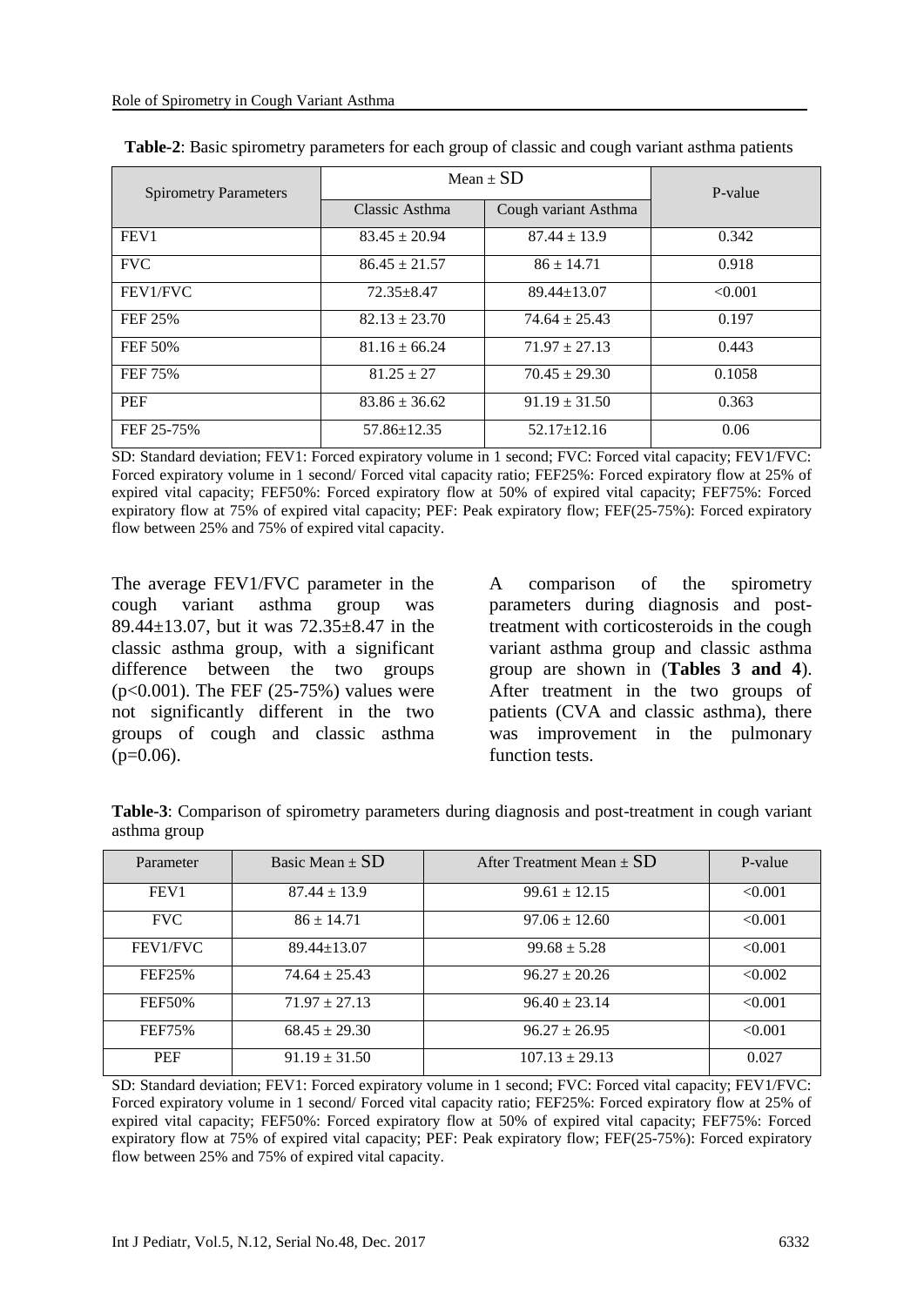**Table-2**: Basic spirometry parameters for each group of classic and cough variant asthma patients

| Spirometry Parameters | Mean ± SD | | P-value |
|---|---|---|---|
| | Classic Asthma | Cough variant Asthma | |
| FEV1 | 83.45 ± 20.94 | 87.44 ± 13.9 | 0.342 |
| FVC | 86.45 ± 21.57 | 86 ± 14.71 | 0.918 |
| FEV1/FVC | 72.35±8.47 | 89.44±13.07 | <0.001 |
| FEF 25% | 82.13 ± 23.70 | 74.64 ± 25.43 | 0.197 |
| FEF 50% | 81.16 ± 66.24 | 71.97 ± 27.13 | 0.443 |
| FEF 75% | 81.25 ± 27 | 70.45 ± 29.30 | 0.1058 |
| PEF | 83.86 ± 36.62 | 91.19 ± 31.50 | 0.363 |
| FEF 25-75% | 57.86±12.35 | 52.17±12.16 | 0.06 |

SD: Standard deviation; FEV1: Forced expiratory volume in 1 second; FVC: Forced vital capacity; FEV1/FVC: Forced expiratory volume in 1 second/ Forced vital capacity ratio; FEF25%: Forced expiratory flow at 25% of expired vital capacity; FEF50%: Forced expiratory flow at 50% of expired vital capacity; FEF75%: Forced expiratory flow at 75% of expired vital capacity; PEF: Peak expiratory flow; FEF(25-75%): Forced expiratory flow between 25% and 75% of expired vital capacity.

The average FEV1/FVC parameter in the cough variant asthma group was 89.44±13.07, but it was 72.35±8.47 in the classic asthma group, with a significant difference between the two groups ($p<0.001$). The FEF (25-75%) values were not significantly different in the two groups of cough and classic asthma ($p=0.06$).

A comparison of the spirometry parameters during diagnosis and post-treatment with corticosteroids in the cough variant asthma group and classic asthma group are shown in (**Tables 3 and 4**). After treatment in the two groups of patients (CVA and classic asthma), there was improvement in the pulmonary function tests.

**Table-3**: Comparison of spirometry parameters during diagnosis and post-treatment in cough variant asthma group

| Parameter | Basic Mean ± SD | After Treatment Mean ± SD | P-value |
|---|---|---|---|
| FEV1 | 87.44 ± 13.9 | 99.61 ± 12.15 | <0.001 |
| FVC | 86 ± 14.71 | 97.06 ± 12.60 | <0.001 |
| FEV1/FVC | 89.44±13.07 | 99.68 ± 5.28 | <0.001 |
| FEF25% | 74.64 ± 25.43 | 96.27 ± 20.26 | <0.002 |
| FEF50% | 71.97 ± 27.13 | 96.40 ± 23.14 | <0.001 |
| FEF75% | 68.45 ± 29.30 | 96.27 ± 26.95 | <0.001 |
| PEF | 91.19 ± 31.50 | 107.13 ± 29.13 | 0.027 |

SD: Standard deviation; FEV1: Forced expiratory volume in 1 second; FVC: Forced vital capacity; FEV1/FVC: Forced expiratory volume in 1 second/ Forced vital capacity ratio; FEF25%: Forced expiratory flow at 25% of expired vital capacity; FEF50%: Forced expiratory flow at 50% of expired vital capacity; FEF75%: Forced expiratory flow at 75% of expired vital capacity; PEF: Peak expiratory flow; FEF(25-75%): Forced expiratory flow between 25% and 75% of expired vital capacity.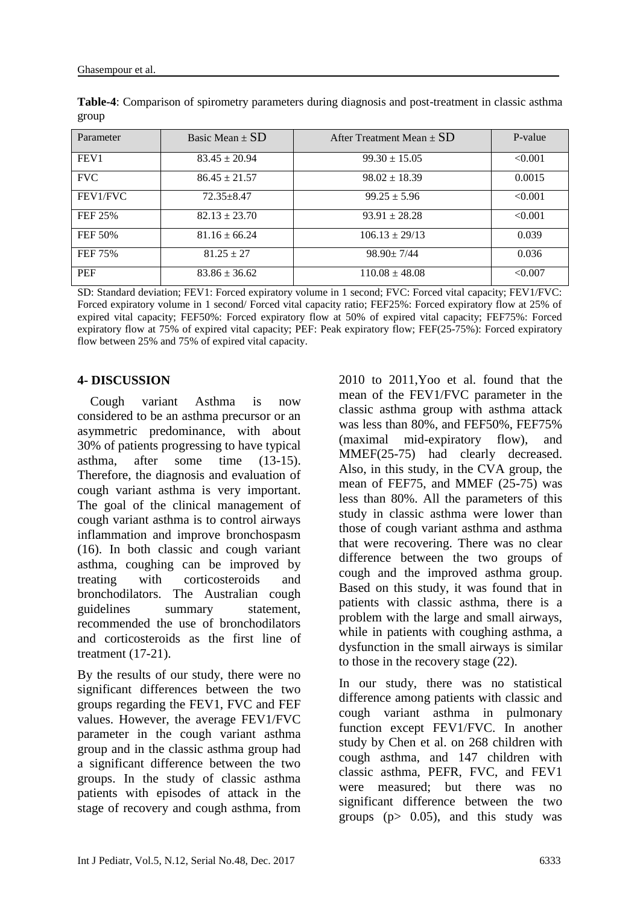**Table-4**: Comparison of spirometry parameters during diagnosis and post-treatment in classic asthma group

| Parameter | Basic Mean ± SD | After Treatment Mean ± SD | P-value |
|---|---|---|---|
| FEV1 | 83.45 ± 20.94 | 99.30 ± 15.05 | <0.001 |
| FVC | 86.45 ± 21.57 | 98.02 ± 18.39 | 0.0015 |
| FEV1/FVC | 72.35±8.47 | 99.25 ± 5.96 | <0.001 |
| FEF 25% | 82.13 ± 23.70 | 93.91 ± 28.28 | <0.001 |
| FEF 50% | 81.16 ± 66.24 | 106.13 ± 29/13 | 0.039 |
| FEF 75% | 81.25 ± 27 | 98.90± 7/44 | 0.036 |
| PEF | 83.86 ± 36.62 | 110.08 ± 48.08 | <0.007 |

SD: Standard deviation; FEV1: Forced expiratory volume in 1 second; FVC: Forced vital capacity; FEV1/FVC: Forced expiratory volume in 1 second/ Forced vital capacity ratio; FEF25%: Forced expiratory flow at 25% of expired vital capacity; FEF50%: Forced expiratory flow at 50% of expired vital capacity; FEF75%: Forced expiratory flow at 75% of expired vital capacity; PEF: Peak expiratory flow; FEF(25-75%): Forced expiratory flow between 25% and 75% of expired vital capacity.

## 4- DISCUSSION

Cough variant Asthma is now considered to be an asthma precursor or an asymmetric predominance, with about 30% of patients progressing to have typical asthma, after some time (13-15). Therefore, the diagnosis and evaluation of cough variant asthma is very important. The goal of the clinical management of cough variant asthma is to control airways inflammation and improve bronchospasm (16). In both classic and cough variant asthma, coughing can be improved by treating with corticosteroids and bronchodilators. The Australian cough guidelines summary statement, recommended the use of bronchodilators and corticosteroids as the first line of treatment (17-21).

By the results of our study, there were no significant differences between the two groups regarding the FEV1, FVC and FEF values. However, the average FEV1/FVC parameter in the cough variant asthma group and in the classic asthma group had a significant difference between the two groups. In the study of classic asthma patients with episodes of attack in the stage of recovery and cough asthma, from 2010 to 2011,Yoo et al. found that the mean of the FEV1/FVC parameter in the classic asthma group with asthma attack was less than 80%, and FEF50%, FEF75% (maximal mid-expiratory flow), and MMEF(25-75) had clearly decreased. Also, in this study, in the CVA group, the mean of FEF75, and MMEF (25-75) was less than 80%. All the parameters of this study in classic asthma were lower than those of cough variant asthma and asthma that were recovering. There was no clear difference between the two groups of cough and the improved asthma group. Based on this study, it was found that in patients with classic asthma, there is a problem with the large and small airways, while in patients with coughing asthma, a dysfunction in the small airways is similar to those in the recovery stage (22).

In our study, there was no statistical difference among patients with classic and cough variant asthma in pulmonary function except FEV1/FVC. In another study by Chen et al. on 268 children with cough asthma, and 147 children with classic asthma, PEFR, FVC, and FEV1 were measured; but there was no significant difference between the two groups ($p > 0.05$), and this study was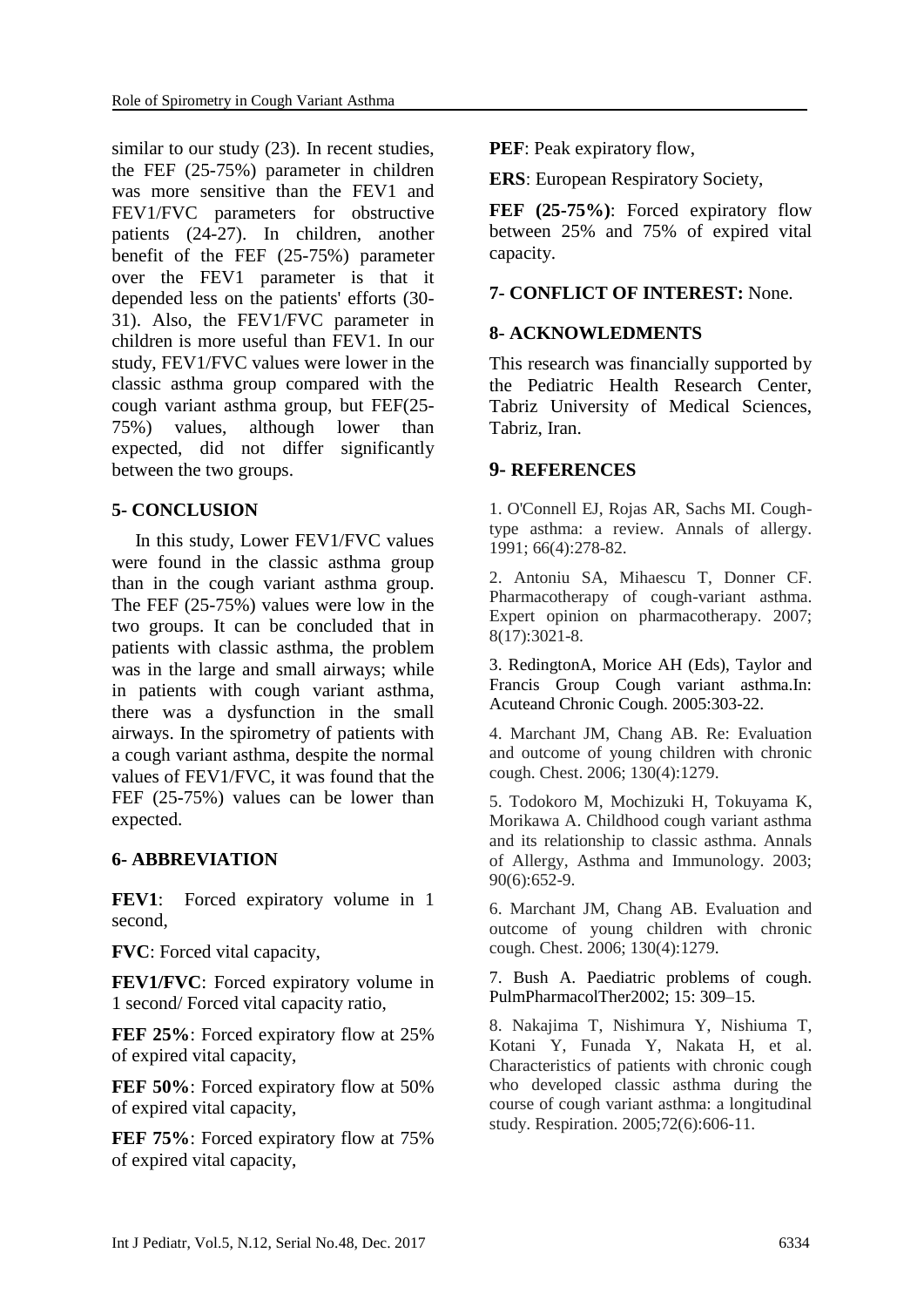similar to our study (23). In recent studies, the FEF (25-75%) parameter in children was more sensitive than the FEV1 and FEV1/FVC parameters for obstructive patients (24-27). In children, another benefit of the FEF (25-75%) parameter over the FEV1 parameter is that it depended less on the patients' efforts (30-31). Also, the FEV1/FVC parameter in children is more useful than FEV1. In our study, FEV1/FVC values were lower in the classic asthma group compared with the cough variant asthma group, but FEF(25-75%) values, although lower than expected, did not differ significantly between the two groups.

## 5- CONCLUSION

In this study, Lower FEV1/FVC values were found in the classic asthma group than in the cough variant asthma group. The FEF (25-75%) values were low in the two groups. It can be concluded that in patients with classic asthma, the problem was in the large and small airways; while in patients with cough variant asthma, there was a dysfunction in the small airways. In the spirometry of patients with a cough variant asthma, despite the normal values of FEV1/FVC, it was found that the FEF (25-75%) values can be lower than expected.

## 6- ABBREVIATION

**FEV1**: Forced expiratory volume in 1 second,

**FVC**: Forced vital capacity,

**FEV1/FVC**: Forced expiratory volume in 1 second/ Forced vital capacity ratio,

**FEF 25%**: Forced expiratory flow at 25% of expired vital capacity,

**FEF 50%**: Forced expiratory flow at 50% of expired vital capacity,

**FEF 75%**: Forced expiratory flow at 75% of expired vital capacity,

**PEF**: Peak expiratory flow,

**ERS**: European Respiratory Society,

**FEF (25-75%)**: Forced expiratory flow between 25% and 75% of expired vital capacity.

## 7- CONFLICT OF INTEREST: None.

## 8- ACKNOWLEDMENTS

This research was financially supported by the Pediatric Health Research Center, Tabriz University of Medical Sciences, Tabriz, Iran.

## 9- REFERENCES

1. O'Connell EJ, Rojas AR, Sachs MI. Cough-type asthma: a review. Annals of allergy. 1991; 66(4):278-82.

2. Antoniu SA, Mihaescu T, Donner CF. Pharmacotherapy of cough-variant asthma. Expert opinion on pharmacotherapy. 2007; 8(17):3021-8.

3. RedingtonA, Morice AH (Eds), Taylor and Francis Group Cough variant asthma.In: Acuteand Chronic Cough. 2005:303-22.

4. Marchant JM, Chang AB. Re: Evaluation and outcome of young children with chronic cough. Chest. 2006; 130(4):1279.

5. Todokoro M, Mochizuki H, Tokuyama K, Morikawa A. Childhood cough variant asthma and its relationship to classic asthma. Annals of Allergy, Asthma and Immunology. 2003; 90(6):652-9.

6. Marchant JM, Chang AB. Evaluation and outcome of young children with chronic cough. Chest. 2006; 130(4):1279.

7. Bush A. Paediatric problems of cough. PulmPharmacolTher2002; 15: 309–15.

8. Nakajima T, Nishimura Y, Nishiuma T, Kotani Y, Funada Y, Nakata H, et al. Characteristics of patients with chronic cough who developed classic asthma during the course of cough variant asthma: a longitudinal study. Respiration. 2005;72(6):606-11.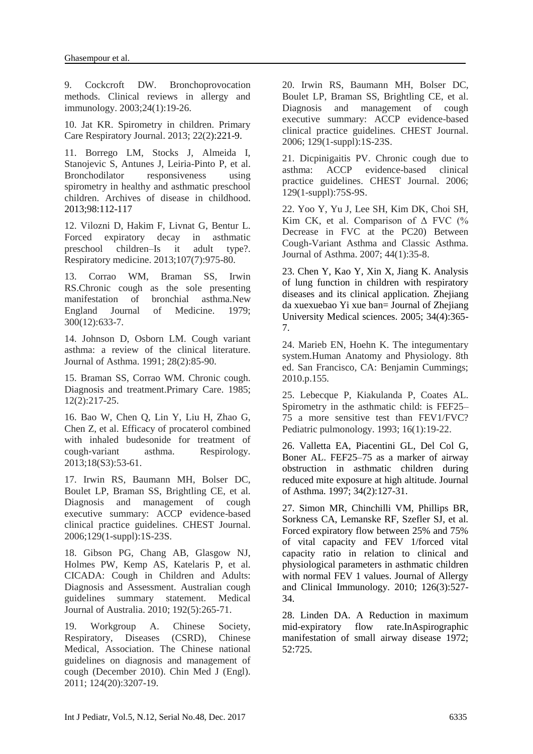9. Cockcroft DW. Bronchoprovocation methods. Clinical reviews in allergy and immunology. 2003;24(1):19-26.

10. Jat KR. Spirometry in children. Primary Care Respiratory Journal. 2013; 22(2):221-9.

11. Borrego LM, Stocks J, Almeida I, Stanojevic S, Antunes J, Leiria-Pinto P, et al. Bronchodilator responsiveness using spirometry in healthy and asthmatic preschool children. Archives of disease in childhood. 2013;98:112-117

12. Vilozni D, Hakim F, Livnat G, Bentur L. Forced expiratory decay in asthmatic preschool children–Is it adult type?. Respiratory medicine. 2013;107(7):975-80.

13. Corrao WM, Braman SS, Irwin RS.Chronic cough as the sole presenting manifestation of bronchial asthma.New England Journal of Medicine. 1979; 300(12):633-7.

14. Johnson D, Osborn LM. Cough variant asthma: a review of the clinical literature. Journal of Asthma. 1991; 28(2):85-90.

15. Braman SS, Corrao WM. Chronic cough. Diagnosis and treatment.Primary Care. 1985; 12(2):217-25.

16. Bao W, Chen Q, Lin Y, Liu H, Zhao G, Chen Z, et al. Efficacy of procaterol combined with inhaled budesonide for treatment of cough-variant asthma. Respirology. 2013;18(S3):53-61.

17. Irwin RS, Baumann MH, Bolser DC, Boulet LP, Braman SS, Brightling CE, et al. Diagnosis and management of cough executive summary: ACCP evidence-based clinical practice guidelines. CHEST Journal. 2006;129(1-suppl):1S-23S.

18. Gibson PG, Chang AB, Glasgow NJ, Holmes PW, Kemp AS, Katelaris P, et al. CICADA: Cough in Children and Adults: Diagnosis and Assessment. Australian cough guidelines summary statement. Medical Journal of Australia. 2010; 192(5):265-71.

19. Workgroup A. Chinese Society, Respiratory, Diseases (CSRD), Chinese Medical, Association. The Chinese national guidelines on diagnosis and management of cough (December 2010). Chin Med J (Engl). 2011; 124(20):3207-19.

20. Irwin RS, Baumann MH, Bolser DC, Boulet LP, Braman SS, Brightling CE, et al. Diagnosis and management of cough executive summary: ACCP evidence-based clinical practice guidelines. CHEST Journal. 2006; 129(1-suppl):1S-23S.

21. Dicpinigaitis PV. Chronic cough due to asthma: ACCP evidence-based clinical practice guidelines. CHEST Journal. 2006; 129(1-suppl):75S-9S.

22. Yoo Y, Yu J, Lee SH, Kim DK, Choi SH, Kim CK, et al. Comparison of Δ FVC (% Decrease in FVC at the PC20) Between Cough-Variant Asthma and Classic Asthma. Journal of Asthma. 2007; 44(1):35-8.

23. Chen Y, Kao Y, Xin X, Jiang K. Analysis of lung function in children with respiratory diseases and its clinical application. Zhejiang da xuexuebao Yi xue ban= Journal of Zhejiang University Medical sciences. 2005; 34(4):365-7.

24. Marieb EN, Hoehn K. The integumentary system.Human Anatomy and Physiology. 8th ed. San Francisco, CA: Benjamin Cummings; 2010.p.155.

25. Lebecque P, Kiakulanda P, Coates AL. Spirometry in the asthmatic child: is FEF25–75 a more sensitive test than FEV1/FVC? Pediatric pulmonology. 1993; 16(1):19-22.

26. Valletta EA, Piacentini GL, Del Col G, Boner AL. FEF25–75 as a marker of airway obstruction in asthmatic children during reduced mite exposure at high altitude. Journal of Asthma. 1997; 34(2):127-31.

27. Simon MR, Chinchilli VM, Phillips BR, Sorkness CA, Lemanske RF, Szefler SJ, et al. Forced expiratory flow between 25% and 75% of vital capacity and FEV 1/forced vital capacity ratio in relation to clinical and physiological parameters in asthmatic children with normal FEV 1 values. Journal of Allergy and Clinical Immunology. 2010; 126(3):527-34.

28. Linden DA. A Reduction in maximum mid-expiratory flow rate.InAspirographic manifestation of small airway disease 1972; 52:725.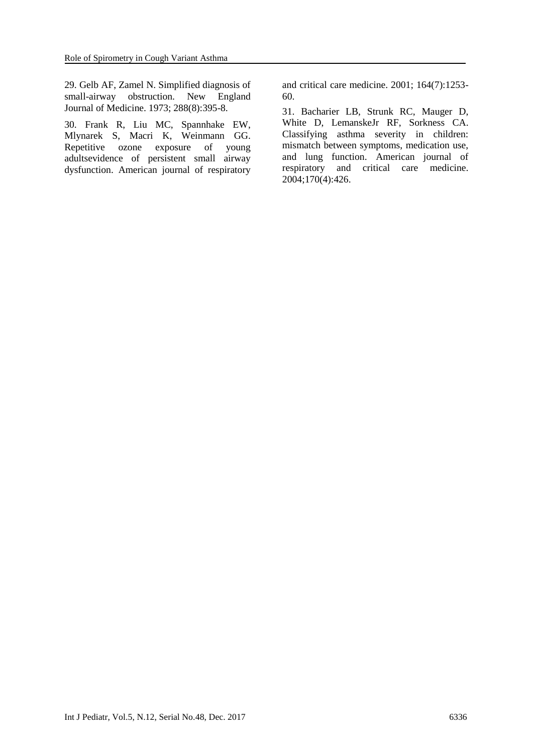29. Gelb AF, Zamel N. Simplified diagnosis of small-airway obstruction. New England Journal of Medicine. 1973; 288(8):395-8.

30. Frank R, Liu MC, Spannhake EW, Mlynarek S, Macri K, Weinmann GG. Repetitive ozone exposure of young adultsevidence of persistent small airway dysfunction. American journal of respiratory and critical care medicine. 2001; 164(7):1253-60.

31. Bacharier LB, Strunk RC, Mauger D, White D, LemanskeJr RF, Sorkness CA. Classifying asthma severity in children: mismatch between symptoms, medication use, and lung function. American journal of respiratory and critical care medicine. 2004;170(4):426.